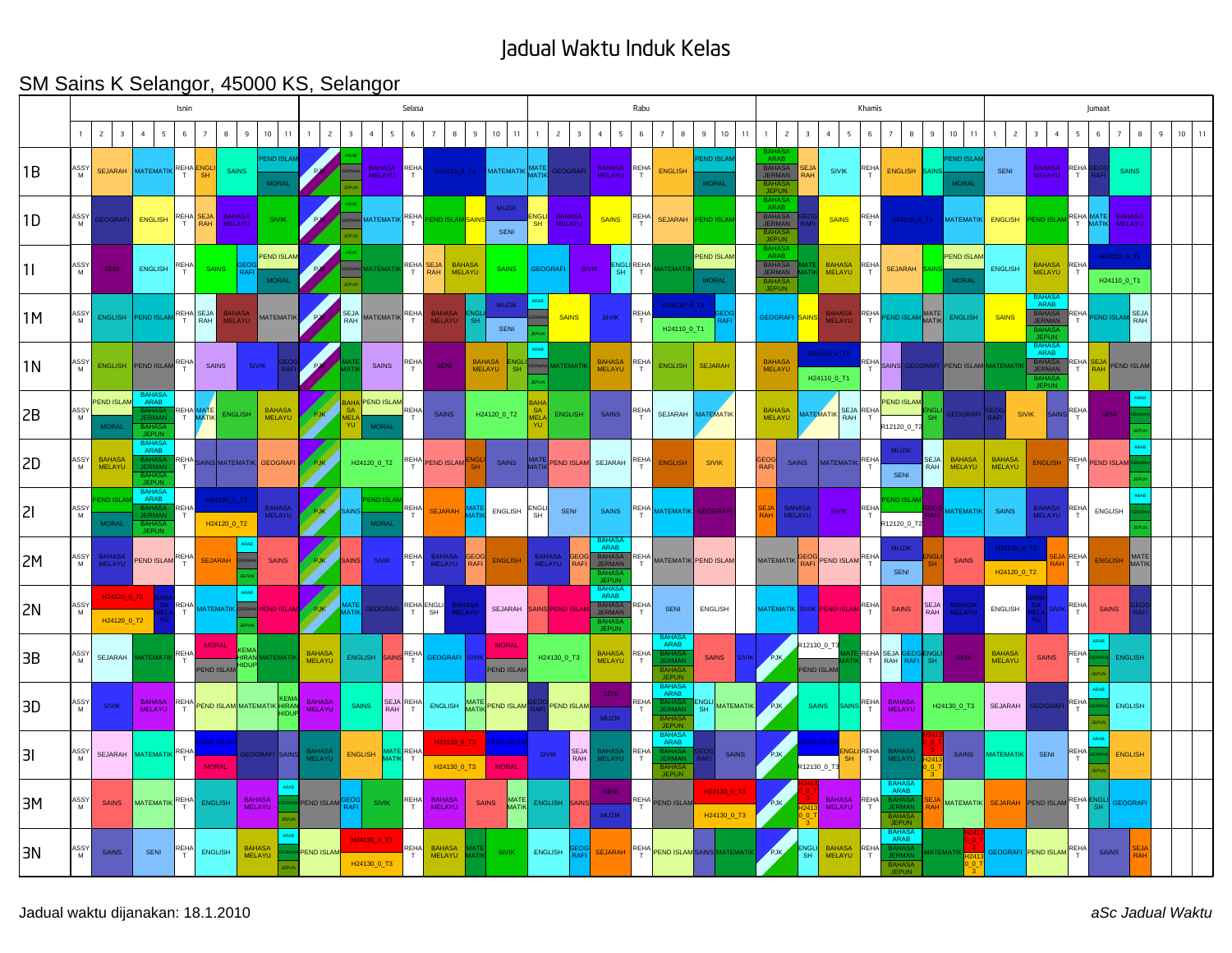# Jadual Waktu Induk Kelas

## SM Sains K Selangor, 45000 KS, Selangor

### Isnin

| Kelas | 1 | 2 | 3 | 4 | 5 | 6 | 7 | 8 | 9 | 10 | 11 |
|---|---|---|---|---|---|---|---|---|---|---|---|
| 1B | ASSYM | SEJARAH | SEJARAH | MATEMATIK | MATEMATIK | REHAT | ENGLISH | SAINS | SAINS | PEND ISLAM / MORAL | PEND ISLAM / MORAL |
| 1D | ASSYM | GEOGRAFI | GEOGRAFI | ENGLISH | ENGLISH | REHAT | SEJARAH | BAHASA MELAYU | BAHASA MELAYU | SIVIK | SIVIK |
| 1I | ASSYM | SENI | SENI | ENGLISH | ENGLISH | REHAT | SAINS | SAINS | GEOGRAFI | PEND ISLAM / MORAL | PEND ISLAM / MORAL |
| 1M | ASSYM | ENGLISH | ENGLISH | PEND ISLAM | PEND ISLAM | REHAT | SEJARAH | BAHASA MELAYU | BAHASA MELAYU | MATEMATIK | MATEMATIK |
| 1N | ASSYM | ENGLISH | ENGLISH | PEND ISLAM | PEND ISLAM | REHAT | SAINS | SAINS | SIVIK | SIVIK | GEOGRAFI |
| 2B | ASSYM | PEND ISLAM / MORAL | PEND ISLAM / MORAL | BAHASA ARAB / BAHASA JERMAN / BAHASA JEPUN | BAHASA ARAB / BAHASA JERMAN / BAHASA JEPUN | REHAT | MATEMATIK | ENGLISH | ENGLISH | BAHASA MELAYU | BAHASA MELAYU |
| 2D | ASSYM | BAHASA MELAYU | BAHASA MELAYU | BAHASA ARAB / BAHASA JERMAN / BAHASA JEPUN | BAHASA ARAB / BAHASA JERMAN / BAHASA JEPUN | REHAT | SAINS | MATEMATIK | MATEMATIK | GEOGRAFI | GEOGRAFI |
| 2I | ASSYM | PEND ISLAM / MORAL | PEND ISLAM / MORAL | BAHASA ARAB / BAHASA JERMAN / BAHASA JEPUN | BAHASA ARAB / BAHASA JERMAN / BAHASA JEPUN | REHAT | H24120_0_T2 | H24120_0_T2 | H24120_0_T2 | BAHASA MELAYU | BAHASA MELAYU |
| 2M | ASSYM | BAHASA MELAYU | BAHASA MELAYU | PEND ISLAM | PEND ISLAM | REHAT | SEJARAH | SEJARAH | ARAB / GERMAN / JEPUN | SAINS | SAINS |
| 2N | ASSYM | H24120_0_T2 | H24120_0_T2 | H24120_0_T2 | BAHASA MELAYU | REHAT | MATEMATIK | MATEMATIK | ARAB / GERMAN / JEPUN | PEND ISLAM | PEND ISLAM |
| 3B | ASSYM | SEJARAH | SEJARAH | MATEMATIK | MATEMATIK | REHAT | MORAL / PEND ISLAM | MORAL / PEND ISLAM | KEMAHIRAN HIDUP | MATEMATIK | MATEMATIK |
| 3D | ASSYM | SIVIK | SIVIK | BAHASA MELAYU | BAHASA MELAYU | REHAT | PEND ISLAM | PEND ISLAM | MATEMATIK | MATEMATIK | KEMAHIRAN HIDUP |
| 3I | ASSYM | SEJARAH | SEJARAH | MATEMATIK | MATEMATIK | REHAT | PEND ISLAM / MORAL | PEND ISLAM / MORAL | GEOGRAFI | GEOGRAFI | SAINS |
| 3M | ASSYM | SAINS | SAINS | MATEMATIK | MATEMATIK | REHAT | ENGLISH | ENGLISH | BAHASA MELAYU | BAHASA MELAYU | ARAB / GERMAN / JEPUN |
| 3N | ASSYM | SAINS | SAINS | SENI | SENI | REHAT | ENGLISH | ENGLISH | BAHASA MELAYU | BAHASA MELAYU | ARAB / GERMAN / JEPUN |

### Selasa

| Kelas | 1 | 2 | 3 | 4 | 5 | 6 | 7 | 8 | 9 | 10 | 11 |
|---|---|---|---|---|---|---|---|---|---|---|---|
| 1B | PJK | PJK | ARAB / GERMAN / JEPUN | BAHASA MELAYU | BAHASA MELAYU | REHAT | H24110_0_T1 | H24110_0_T1 | H24110_0_T1 | MATEMATIK | MATEMATIK |
| 1D | PJK | PJK | ARAB / GERMAN / JEPUN | MATEMATIK | MATEMATIK | REHAT | PEND ISLAM | PEND ISLAM | SAINS | MUZIK / SENI | MUZIK / SENI |
| 1I | PJK | PJK | ARAB / GERMAN / JEPUN | MATEMATIK | MATEMATIK | REHAT | SEJARAH | BAHASA MELAYU | BAHASA MELAYU | SAINS | SAINS |
| 1M | PJK | PJK | SEJARAH | MATEMATIK | MATEMATIK | REHAT | BAHASA MELAYU | BAHASA MELAYU | ENGLISH | MUZIK / SENI | MUZIK / SENI |
| 1N | PJK | PJK | MATEMATIK | SAINS | SAINS | REHAT | SENI | SENI | BAHASA MELAYU | BAHASA MELAYU | ENGLISH |
| 2B | PJK | PJK | BAHASA MELAYU | PEND ISLAM / MORAL | PEND ISLAM / MORAL | REHAT | SAINS | SAINS | H24120_0_T2 | H24120_0_T2 | H24120_0_T2 |
| 2D | PJK | PJK | H24120_0_T2 | H24120_0_T2 | H24120_0_T2 | REHAT | PEND ISLAM | PEND ISLAM | ENGLISH | SAINS | SAINS |
| 2I | PJK | PJK | SAINS | PEND ISLAM / MORAL | PEND ISLAM / MORAL | REHAT | SEJARAH | SEJARAH | MATEMATIK | ENGLISH | ENGLISH |
| 2M | PJK | PJK | SAINS | SIVIK | SIVIK | REHAT | BAHASA MELAYU | BAHASA MELAYU | GEOGRAFI | ENGLISH | ENGLISH |
| 2N | PJK | PJK | MATEMATIK | GEOGRAFI | GEOGRAFI | REHAT | ENGLISH | BAHASA MELAYU | BAHASA MELAYU | SEJARAH | SEJARAH |
| 3B | BAHASA MELAYU | BAHASA MELAYU | ENGLISH | ENGLISH | SAINS | REHAT | GEOGRAFI | GEOGRAFI | SIVIK | MORAL / PEND ISLAM | MORAL / PEND ISLAM |
| 3D | BAHASA MELAYU | BAHASA MELAYU | SAINS | SAINS | SEJARAH | REHAT | ENGLISH | ENGLISH | MATEMATIK | PEND ISLAM | PEND ISLAM |
| 3I | BAHASA MELAYU | BAHASA MELAYU | ENGLISH | ENGLISH | MATEMATIK | REHAT | H24130_0_T3 | H24130_0_T3 | H24130_0_T3 | PEND ISLAM / MORAL | PEND ISLAM / MORAL |
| 3M | PEND ISLAM | PEND ISLAM | GEOGRAFI | SIVIK | SIVIK | REHAT | BAHASA MELAYU | BAHASA MELAYU | SAINS | SAINS | MATEMATIK |
| 3N | PEND ISLAM | PEND ISLAM | H24130_0_T3 | H24130_0_T3 | H24130_0_T3 | REHAT | BAHASA MELAYU | BAHASA MELAYU | MATEMATIK | SIVIK | SIVIK |

### Rabu

| Kelas | 1 | 2 | 3 | 4 | 5 | 6 | 7 | 8 | 9 | 10 | 11 |
|---|---|---|---|---|---|---|---|---|---|---|---|
| 1B | MATEMATIK | GEOGRAFI | GEOGRAFI | BAHASA MELAYU | BAHASA MELAYU | REHAT | ENGLISH | ENGLISH | PEND ISLAM / MORAL | PEND ISLAM / MORAL | |
| 1D | ENGLISH | BAHASA MELAYU | BAHASA MELAYU | SAINS | SAINS | REHAT | SEJARAH | SEJARAH | PEND ISLAM | PEND ISLAM | |
| 1I | GEOGRAFI | GEOGRAFI | SIVIK | SIVIK | ENGLISH | REHAT | MATEMATIK | MATEMATIK | PEND ISLAM / MORAL | PEND ISLAM / MORAL | |
| 1M | ARAB / GERMAN / JEPUN | SAINS | SAINS | SIVIK | SIVIK | REHAT | H24110_0_T1 | H24110_0_T1 | H24110_0_T1 | GEOGRAFI | |
| 1N | ARAB / GERMAN / JEPUN | MATEMATIK | MATEMATIK | BAHASA MELAYU | BAHASA MELAYU | REHAT | ENGLISH | ENGLISH | SEJARAH | SEJARAH | |
| 2B | BAHASA MELAYU | ENGLISH | ENGLISH | SAINS | SAINS | REHAT | SEJARAH | SEJARAH | MATEMATIK | MATEMATIK | |
| 2D | MATEMATIK | PEND ISLAM | PEND ISLAM | SEJARAH | SEJARAH | REHAT | ENGLISH | ENGLISH | SIVIK | SIVIK | |
| 2I | ENGLISH | SENI | SENI | SAINS | SAINS | REHAT | MATEMATIK | MATEMATIK | GEOGRAFI | GEOGRAFI | |
| 2M | BAHASA MELAYU | BAHASA MELAYU | GEOGRAFI | BAHASA ARAB / BAHASA JERMAN / BAHASA JEPUN | BAHASA ARAB / BAHASA JERMAN / BAHASA JEPUN | REHAT | MATEMATIK | MATEMATIK | PEND ISLAM | PEND ISLAM | |
| 2N | SAINS | PEND ISLAM | PEND ISLAM | BAHASA ARAB / BAHASA JERMAN / BAHASA JEPUN | BAHASA ARAB / BAHASA JERMAN / BAHASA JEPUN | REHAT | SENI | SENI | ENGLISH | ENGLISH | |
| 3B | H24130_0_T3 | H24130_0_T3 | H24130_0_T3 | BAHASA MELAYU | BAHASA MELAYU | REHAT | BAHASA ARAB / BAHASA JERMAN / BAHASA JEPUN | BAHASA ARAB / BAHASA JERMAN / BAHASA JEPUN | SAINS | SAINS | SIVIK |
| 3D | GEOGRAFI | PEND ISLAM | PEND ISLAM | SENI / MUZIK | SENI / MUZIK | REHAT | BAHASA ARAB / BAHASA JERMAN / BAHASA JEPUN | BAHASA ARAB / BAHASA JERMAN / BAHASA JEPUN | ENGLISH | MATEMATIK | MATEMATIK |
| 3I | SIVIK | SIVIK | SEJARAH | BAHASA MELAYU | BAHASA MELAYU | REHAT | BAHASA ARAB / BAHASA JERMAN / BAHASA JEPUN | BAHASA ARAB / BAHASA JERMAN / BAHASA JEPUN | GEOGRAFI | SAINS | SAINS |
| 3M | ENGLISH | ENGLISH | SAINS | SENI / MUZIK | SENI / MUZIK | REHAT | PEND ISLAM | PEND ISLAM | H24130_0_T3 | H24130_0_T3 | H24130_0_T3 |
| 3N | ENGLISH | ENGLISH | GEOGRAFI | SEJARAH | SEJARAH | REHAT | PEND ISLAM | PEND ISLAM | SAINS | MATEMATIK | MATEMATIK |

### Khamis

| Kelas | 1 | 2 | 3 | 4 | 5 | 6 | 7 | 8 | 9 | 10 | 11 |
|---|---|---|---|---|---|---|---|---|---|---|---|
| 1B | BAHASA ARAB / BAHASA JERMAN / BAHASA JEPUN | BAHASA ARAB / BAHASA JERMAN / BAHASA JEPUN | SEJARAH | SIVIK | SIVIK | REHAT | ENGLISH | ENGLISH | SAINS | PEND ISLAM / MORAL | PEND ISLAM / MORAL |
| 1D | BAHASA ARAB / BAHASA JERMAN / BAHASA JEPUN | BAHASA ARAB / BAHASA JERMAN / BAHASA JEPUN | GEOGRAFI | SAINS | SAINS | REHAT | H24110_0_T1 | H24110_0_T1 | H24110_0_T1 | MATEMATIK | MATEMATIK |
| 1I | BAHASA ARAB / BAHASA JERMAN / BAHASA JEPUN | BAHASA ARAB / BAHASA JERMAN / BAHASA JEPUN | MATEMATIK | BAHASA MELAYU | BAHASA MELAYU | REHAT | SEJARAH | SEJARAH | SAINS | PEND ISLAM / MORAL | PEND ISLAM / MORAL |
| 1M | GEOGRAFI | GEOGRAFI | SAINS | BAHASA MELAYU | BAHASA MELAYU | REHAT | PEND ISLAM | PEND ISLAM | MATEMATIK | ENGLISH | ENGLISH |
| 1N | BAHASA MELAYU | BAHASA MELAYU | H24110_0_T1 | H24110_0_T1 | H24110_0_T1 | REHAT | SAINS | GEOGRAFI | GEOGRAFI | PEND ISLAM | PEND ISLAM |
| 2B | BAHASA MELAYU | BAHASA MELAYU | MATEMATIK | MATEMATIK | SEJARAH | REHAT | PEND ISLAM / R12120_0_T2 | PEND ISLAM / R12120_0_T2 | ENGLISH | GEOGRAFI | GEOGRAFI |
| 2D | GEOGRAFI | SAINS | SAINS | MATEMATIK | MATEMATIK | REHAT | MUZIK / SENI | MUZIK / SENI | SEJARAH | BAHASA MELAYU | BAHASA MELAYU |
| 2I | SEJARAH | BAHASA MELAYU | BAHASA MELAYU | SIVIK | SIVIK | REHAT | PEND ISLAM / R12120_0_T2 | PEND ISLAM / R12120_0_T2 | GEOGRAFI | MATEMATIK | MATEMATIK |
| 2M | MATEMATIK | MATEMATIK | GEOGRAFI | PEND ISLAM | PEND ISLAM | REHAT | MUZIK / SENI | MUZIK / SENI | ENGLISH | SAINS | SAINS |
| 2N | MATEMATIK | MATEMATIK | SIVIK | PEND ISLAM | PEND ISLAM | REHAT | SAINS | SAINS | SEJARAH | BAHASA MELAYU | BAHASA MELAYU |
| 3B | PJK | PJK | R12130_0_T3 / PEND ISLAM | R12130_0_T3 / PEND ISLAM | MATEMATIK | REHAT | SEJARAH | GEOGRAFI | ENGLISH | SENI | SENI |
| 3D | PJK | PJK | SAINS | SAINS | SAINS | REHAT | BAHASA MELAYU | BAHASA MELAYU | H24130_0_T3 | H24130_0_T3 | H24130_0_T3 |
| 3I | PJK | PJK | PEND ISLAM / R12130_0_T3 | PEND ISLAM / R12130_0_T3 | ENGLISH | REHAT | BAHASA MELAYU | BAHASA MELAYU | H24130_0_T3 | SAINS | SAINS |
| 3M | PJK | PJK | H24130_0_T3 | BAHASA MELAYU | BAHASA MELAYU | REHAT | BAHASA ARAB / BAHASA JERMAN / BAHASA JEPUN | BAHASA ARAB / BAHASA JERMAN / BAHASA JEPUN | SEJARAH | MATEMATIK | MATEMATIK |
| 3N | PJK | PJK | ENGLISH | BAHASA MELAYU | BAHASA MELAYU | REHAT | BAHASA ARAB / BAHASA JERMAN / BAHASA JEPUN | BAHASA ARAB / BAHASA JERMAN / BAHASA JEPUN | MATEMATIK | MATEMATIK | H24130_0_T3 |

### Jumaat

| Kelas | 1 | 2 | 3 | 4 | 5 | 6 | 7 | 8 | 9 | 10 | 11 |
|---|---|---|---|---|---|---|---|---|---|---|---|
| 1B | SENI | SENI | BAHASA MELAYU | BAHASA MELAYU | REHAT | GEOGRAFI | SAINS | SAINS | | | |
| 1D | ENGLISH | ENGLISH | PEND ISLAM | PEND ISLAM | REHAT | MATEMATIK | BAHASA MELAYU | BAHASA MELAYU | | | |
| 1I | ENGLISH | ENGLISH | BAHASA MELAYU | BAHASA MELAYU | REHAT | H24110_0_T1 | H24110_0_T1 | H24110_0_T1 | | | |
| 1M | SAINS | SAINS | BAHASA ARAB / BAHASA JERMAN / BAHASA JEPUN | BAHASA ARAB / BAHASA JERMAN / BAHASA JEPUN | REHAT | PEND ISLAM | PEND ISLAM | SEJARAH | | | |
| 1N | MATEMATIK | MATEMATIK | BAHASA ARAB / BAHASA JERMAN / BAHASA JEPUN | BAHASA ARAB / BAHASA JERMAN / BAHASA JEPUN | REHAT | SEJARAH | PEND ISLAM | PEND ISLAM | | | |
| 2B | GEOGRAFI | SIVIK | SIVIK | SAINS | REHAT | SENI | SENI | ARAB / GERMAN / JEPUN | | | |
| 2D | BAHASA MELAYU | BAHASA MELAYU | ENGLISH | ENGLISH | REHAT | PEND ISLAM | PEND ISLAM | ARAB / GERMAN / JEPUN | | | |
| 2I | SAINS | SAINS | BAHASA MELAYU | BAHASA MELAYU | REHAT | ENGLISH | ENGLISH | ARAB / GERMAN / JEPUN | | | |
| 2M | H24120_0_T2 | H24120_0_T2 | H24120_0_T2 | SEJARAH | REHAT | ENGLISH | ENGLISH | MATEMATIK | | | |
| 2N | ENGLISH | ENGLISH | BAHASA MELAYU | SIVIK | REHAT | SAINS | SAINS | GEOGRAFI | | | |
| 3B | BAHASA MELAYU | BAHASA MELAYU | SAINS | SAINS | REHAT | ARAB / GERMAN / JEPUN | ENGLISH | ENGLISH | | | |
| 3D | SEJARAH | SEJARAH | GEOGRAFI | GEOGRAFI | REHAT | ARAB / GERMAN / JEPUN | ENGLISH | ENGLISH | | | |
| 3I | MATEMATIK | MATEMATIK | SENI | SENI | REHAT | ARAB / GERMAN / JEPUN | ENGLISH | ENGLISH | | | |
| 3M | SEJARAH | SEJARAH | PEND ISLAM | PEND ISLAM | REHAT | ENGLISH | GEOGRAFI | GEOGRAFI | | | |
| 3N | GEOGRAFI | GEOGRAFI | PEND ISLAM | PEND ISLAM | REHAT | SAINS | SAINS | SEJARAH | | | |

Jadual waktu dijanakan: 18.1.2010

*aSc Jadual Waktu*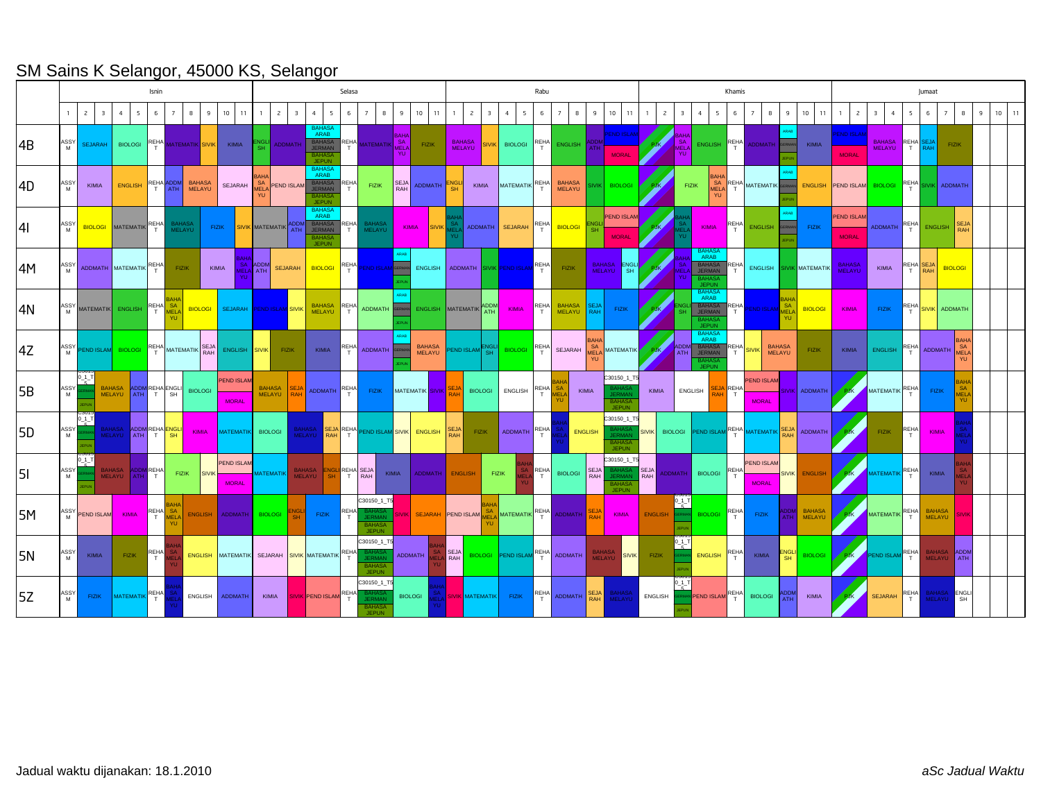# SM Sains K Selangor, 45000 KS, Selangor

Periods: Isnin 1–11, Selasa 1–11, Rabu 1–11, Khamis 1–11, Jumaat 1–11. Subjects are listed in period order for each day.

| | Isnin | Selasa | Rabu | Khamis | Jumaat |
|---|---|---|---|---|---|
| 4B | ASSYM / SEJARAH / BIOLOGI / REHAT / MATEMATIK / SIVIK / KIMIA | ENGLISH / ADDMATH / BAHASA ARAB, BAHASA JERMAN, BAHASA JEPUN / REHAT / MATEMATIK / BAHASA MELAYU / FIZIK | BAHASA MELAYU / SIVIK / BIOLOGI / REHAT / ENGLISH / ADDMATH / PEND ISLAM, MORAL | PJK / BAHASA MELAYU / ENGLISH / REHAT / ADDMATH / ARAB, GERMAN, JEPUN / KIMIA | PEND ISLAM, MORAL / BAHASA MELAYU / REHAT / SEJARAH / FIZIK |
| 4D | ASSYM / KIMIA / ENGLISH / REHAT / ADDMATH / BAHASA MELAYU / SEJARAH | BAHASA MELAYU / PEND ISLAM / BAHASA ARAB, BAHASA JERMAN, BAHASA JEPUN / REHAT / FIZIK / SEJARAH / ADDMATH | ENGLISH / KIMIA / MATEMATIK / REHAT / BAHASA MELAYU / SIVIK / BIOLOGI | PJK / FIZIK / BAHASA MELAYU / REHAT / MATEMATIK / ARAB, GERMAN, JEPUN / ENGLISH | PEND ISLAM / BIOLOGI / REHAT / SIVIK / ADDMATH |
| 4I | ASSYM / BIOLOGI / MATEMATIK / REHAT / BAHASA MELAYU / FIZIK / SIVIK | MATEMATIK / ADDMATH / BAHASA ARAB, BAHASA JERMAN, BAHASA JEPUN / REHAT / BAHASA MELAYU / KIMIA / SIVIK | BAHASA MELAYU / ADDMATH / SEJARAH / REHAT / BIOLOGI / ENGLISH / PEND ISLAM, MORAL | PJK / BAHASA MELAYU / KIMIA / REHAT / ENGLISH / ARAB, GERMAN, JEPUN / FIZIK | PEND ISLAM, MORAL / ADDMATH / REHAT / ENGLISH / SEJARAH |
| 4M | ASSYM / ADDMATH / MATEMATIK / REHAT / FIZIK / KIMIA / BAHASA MELAYU | ADDMATH / SEJARAH / BIOLOGI / REHAT / PEND ISLAM / ARAB, GERMAN, JEPUN / ENGLISH | ADDMATH / SIVIK / PEND ISLAM / REHAT / FIZIK / BAHASA MELAYU / ENGLISH | PJK / BAHASA MELAYU / BAHASA ARAB, BAHASA JERMAN, BAHASA JEPUN / REHAT / ENGLISH / SIVIK / MATEMATIK | BAHASA MELAYU / KIMIA / REHAT / SEJARAH / BIOLOGI |
| 4N | ASSYM / MATEMATIK / ENGLISH / REHAT / BAHASA MELAYU / BIOLOGI / SEJARAH | PEND ISLAM / SIVIK / BAHASA MELAYU / REHAT / ADDMATH / ARAB, GERMAN, JEPUN / ENGLISH | MATEMATIK / ADDMATH / KIMIA / REHAT / BAHASA MELAYU / SEJARAH / FIZIK | PJK / ENGLISH / BAHASA ARAB, BAHASA JERMAN, BAHASA JEPUN / REHAT / PEND ISLAM / BAHASA MELAYU / BIOLOGI | KIMIA / FIZIK / REHAT / SIVIK / ADDMATH |
| 4Z | ASSYM / PEND ISLAM / BIOLOGI / REHAT / MATEMATIK / SEJARAH / ENGLISH | SIVIK / FIZIK / KIMIA / REHAT / ADDMATH / ARAB, GERMAN, JEPUN / BAHASA MELAYU | PEND ISLAM / ENGLISH / BIOLOGI / REHAT / SEJARAH / BAHASA MELAYU / MATEMATIK | PJK / ADDMATH / BAHASA ARAB, BAHASA JERMAN, BAHASA JEPUN / REHAT / SIVIK / BAHASA MELAYU / FIZIK | KIMIA / ENGLISH / REHAT / ADDMATH / BAHASA MELAYU |
| 5B | ASSYM / C30150_1_T5 GERMAN, JEPUN / BAHASA MELAYU / ADDMATH / REHAT / ENGLISH / BIOLOGI / PEND ISLAM, MORAL | BAHASA MELAYU / SEJARAH / ADDMATH / REHAT / FIZIK / MATEMATIK / SIVIK | SEJARAH / BIOLOGI / ENGLISH / REHAT / BAHASA MELAYU / KIMIA / C30150_1_T5 BAHASA JERMAN, BAHASA JEPUN | KIMIA / ENGLISH / SEJARAH / REHAT / PEND ISLAM, MORAL / SIVIK / ADDMATH | PJK / MATEMATIK / REHAT / FIZIK / BAHASA MELAYU |
| 5D | ASSYM / C30150_1_T5 GERMAN, JEPUN / BAHASA MELAYU / ADDMATH / REHAT / ENGLISH / KIMIA / MATEMATIK | BIOLOGI / BAHASA MELAYU / SEJARAH / REHAT / PEND ISLAM / SIVIK / ENGLISH | SEJARAH / FIZIK / ADDMATH / REHAT / BAHASA MELAYU / ENGLISH / C30150_1_T5 BAHASA JERMAN, BAHASA JEPUN | SIVIK / BIOLOGI / PEND ISLAM / REHAT / MATEMATIK / SEJARAH / ADDMATH | PJK / FIZIK / REHAT / KIMIA / BAHASA MELAYU |
| 5I | ASSYM / C30150_1_T5 GERMAN, JEPUN / BAHASA MELAYU / ADDMATH / REHAT / FIZIK / SIVIK / PEND ISLAM, MORAL | MATEMATIK / BAHASA MELAYU / ENGLISH / REHAT / SEJARAH / KIMIA / ADDMATH | ENGLISH / FIZIK / BAHASA MELAYU / REHAT / BIOLOGI / SEJARAH / C30150_1_T5 BAHASA JERMAN, BAHASA JEPUN | SEJARAH / ADDMATH / BIOLOGI / REHAT / PEND ISLAM, MORAL / SIVIK / ENGLISH | PJK / MATEMATIK / REHAT / KIMIA / BAHASA MELAYU |
| 5M | ASSYM / PEND ISLAM / KIMIA / REHAT / BAHASA MELAYU / ENGLISH / ADDMATH | BIOLOGI / ENGLISH / FIZIK / REHAT / C30150_1_T5 BAHASA JERMAN, BAHASA JEPUN / SIVIK / SEJARAH | PEND ISLAM / BAHASA MELAYU / MATEMATIK / REHAT / ADDMATH / SEJARAH / KIMIA | ENGLISH / C30150_1_T5 GERMAN, JEPUN / BIOLOGI / REHAT / FIZIK / ADDMATH / BAHASA MELAYU | PJK / MATEMATIK / REHAT / BAHASA MELAYU / SIVIK |
| 5N | ASSYM / KIMIA / FIZIK / REHAT / BAHASA MELAYU / ENGLISH / MATEMATIK | SEJARAH / SIVIK / MATEMATIK / REHAT / C30150_1_T5 BAHASA JERMAN, BAHASA JEPUN / ADDMATH / BAHASA MELAYU | SEJARAH / BIOLOGI / PEND ISLAM / REHAT / ADDMATH / BAHASA MELAYU / SIVIK | FIZIK / C30150_1_T5 GERMAN, JEPUN / ENGLISH / REHAT / KIMIA / ENGLISH / BIOLOGI | PJK / PEND ISLAM / REHAT / BAHASA MELAYU / ADDMATH |
| 5Z | ASSYM / FIZIK / MATEMATIK / REHAT / BAHASA MELAYU / ENGLISH / ADDMATH | KIMIA / SIVIK / PEND ISLAM / REHAT / C30150_1_T5 BAHASA JERMAN, BAHASA JEPUN / BIOLOGI / BAHASA MELAYU | SIVIK / MATEMATIK / FIZIK / REHAT / ADDMATH / SEJARAH / BAHASA MELAYU | ENGLISH / C30150_1_T5 GERMAN, JEPUN / PEND ISLAM / REHAT / BIOLOGI / ADDMATH / KIMIA | PJK / SEJARAH / REHAT / BAHASA MELAYU / ENGLISH |

Jadual waktu dijanakan: 18.1.2010

*aSc Jadual Waktu*